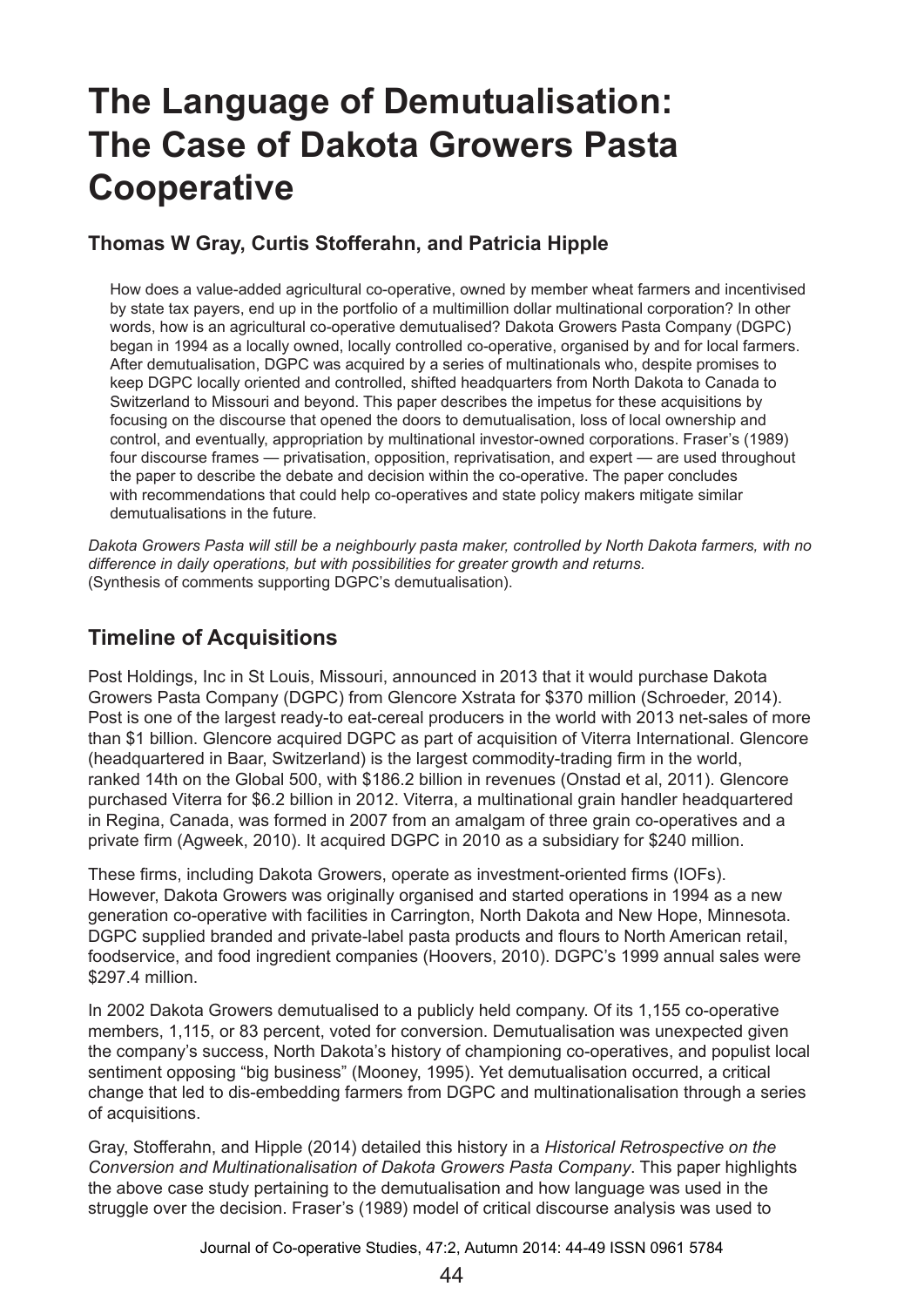# The Language of Demutualisation: The Case of Dakota Growers Pasta Cooperative

**Thomas W Gray, Curtis Stofferahn, and Patricia Hipple**

How does a value-added agricultural co-operative, owned by member wheat farmers and incentivised by state tax payers, end up in the portfolio of a multimillion dollar multinational corporation? In other words, how is an agricultural co-operative demutualised? Dakota Growers Pasta Company (DGPC) began in 1994 as a locally owned, locally controlled co-operative, organised by and for local farmers. After demutualisation, DGPC was acquired by a series of multinationals who, despite promises to keep DGPC locally oriented and controlled, shifted headquarters from North Dakota to Canada to Switzerland to Missouri and beyond. This paper describes the impetus for these acquisitions by focusing on the discourse that opened the doors to demutualisation, loss of local ownership and control, and eventually, appropriation by multinational investor-owned corporations. Fraser's (1989) four discourse frames — privatisation, opposition, reprivatisation, and expert — are used throughout the paper to describe the debate and decision within the co-operative. The paper concludes with recommendations that could help co-operatives and state policy makers mitigate similar demutualisations in the future.

*Dakota Growers Pasta will still be a neighbourly pasta maker, controlled by North Dakota farmers, with no difference in daily operations, but with possibilities for greater growth and returns.*
(Synthesis of comments supporting DGPC's demutualisation).

## Timeline of Acquisitions

Post Holdings, Inc in St Louis, Missouri, announced in 2013 that it would purchase Dakota Growers Pasta Company (DGPC) from Glencore Xstrata for $370 million (Schroeder, 2014). Post is one of the largest ready-to eat-cereal producers in the world with 2013 net-sales of more than $1 billion. Glencore acquired DGPC as part of acquisition of Viterra International. Glencore (headquartered in Baar, Switzerland) is the largest commodity-trading firm in the world, ranked 14th on the Global 500, with $186.2 billion in revenues (Onstad et al, 2011). Glencore purchased Viterra for $6.2 billion in 2012. Viterra, a multinational grain handler headquartered in Regina, Canada, was formed in 2007 from an amalgam of three grain co-operatives and a private firm (Agweek, 2010). It acquired DGPC in 2010 as a subsidiary for $240 million.

These firms, including Dakota Growers, operate as investment-oriented firms (IOFs). However, Dakota Growers was originally organised and started operations in 1994 as a new generation co-operative with facilities in Carrington, North Dakota and New Hope, Minnesota. DGPC supplied branded and private-label pasta products and flours to North American retail, foodservice, and food ingredient companies (Hoovers, 2010). DGPC's 1999 annual sales were $297.4 million.

In 2002 Dakota Growers demutualised to a publicly held company. Of its 1,155 co-operative members, 1,115, or 83 percent, voted for conversion. Demutualisation was unexpected given the company's success, North Dakota's history of championing co-operatives, and populist local sentiment opposing "big business" (Mooney, 1995). Yet demutualisation occurred, a critical change that led to dis-embedding farmers from DGPC and multinationalisation through a series of acquisitions.

Gray, Stofferahn, and Hipple (2014) detailed this history in a *Historical Retrospective on the Conversion and Multinationalisation of Dakota Growers Pasta Company*. This paper highlights the above case study pertaining to the demutualisation and how language was used in the struggle over the decision. Fraser's (1989) model of critical discourse analysis was used to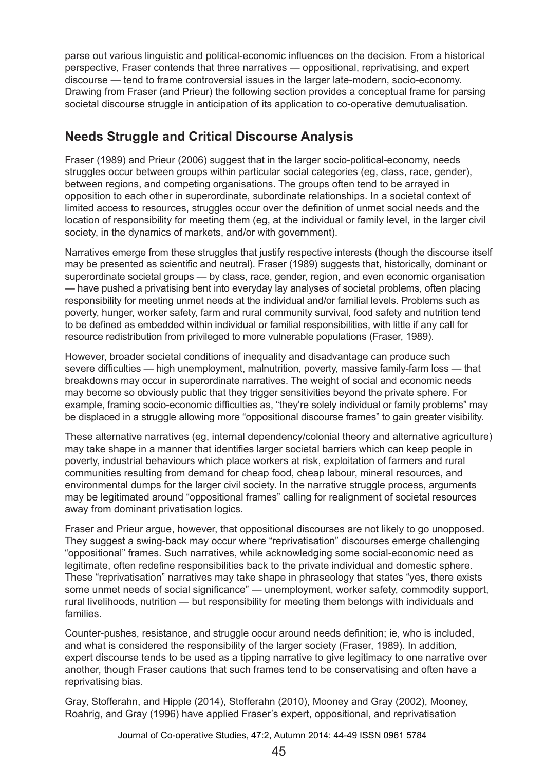parse out various linguistic and political-economic influences on the decision. From a historical perspective, Fraser contends that three narratives — oppositional, reprivatising, and expert discourse — tend to frame controversial issues in the larger late-modern, socio-economy. Drawing from Fraser (and Prieur) the following section provides a conceptual frame for parsing societal discourse struggle in anticipation of its application to co-operative demutualisation.

## Needs Struggle and Critical Discourse Analysis

Fraser (1989) and Prieur (2006) suggest that in the larger socio-political-economy, needs struggles occur between groups within particular social categories (eg, class, race, gender), between regions, and competing organisations. The groups often tend to be arrayed in opposition to each other in superordinate, subordinate relationships. In a societal context of limited access to resources, struggles occur over the definition of unmet social needs and the location of responsibility for meeting them (eg, at the individual or family level, in the larger civil society, in the dynamics of markets, and/or with government).

Narratives emerge from these struggles that justify respective interests (though the discourse itself may be presented as scientific and neutral). Fraser (1989) suggests that, historically, dominant or superordinate societal groups — by class, race, gender, region, and even economic organisation — have pushed a privatising bent into everyday lay analyses of societal problems, often placing responsibility for meeting unmet needs at the individual and/or familial levels. Problems such as poverty, hunger, worker safety, farm and rural community survival, food safety and nutrition tend to be defined as embedded within individual or familial responsibilities, with little if any call for resource redistribution from privileged to more vulnerable populations (Fraser, 1989).

However, broader societal conditions of inequality and disadvantage can produce such severe difficulties — high unemployment, malnutrition, poverty, massive family-farm loss — that breakdowns may occur in superordinate narratives. The weight of social and economic needs may become so obviously public that they trigger sensitivities beyond the private sphere. For example, framing socio-economic difficulties as, "they're solely individual or family problems" may be displaced in a struggle allowing more "oppositional discourse frames" to gain greater visibility.

These alternative narratives (eg, internal dependency/colonial theory and alternative agriculture) may take shape in a manner that identifies larger societal barriers which can keep people in poverty, industrial behaviours which place workers at risk, exploitation of farmers and rural communities resulting from demand for cheap food, cheap labour, mineral resources, and environmental dumps for the larger civil society. In the narrative struggle process, arguments may be legitimated around "oppositional frames" calling for realignment of societal resources away from dominant privatisation logics.

Fraser and Prieur argue, however, that oppositional discourses are not likely to go unopposed. They suggest a swing-back may occur where "reprivatisation" discourses emerge challenging "oppositional" frames. Such narratives, while acknowledging some social-economic need as legitimate, often redefine responsibilities back to the private individual and domestic sphere. These "reprivatisation" narratives may take shape in phraseology that states "yes, there exists some unmet needs of social significance" — unemployment, worker safety, commodity support, rural livelihoods, nutrition — but responsibility for meeting them belongs with individuals and families.

Counter-pushes, resistance, and struggle occur around needs definition; ie, who is included, and what is considered the responsibility of the larger society (Fraser, 1989). In addition, expert discourse tends to be used as a tipping narrative to give legitimacy to one narrative over another, though Fraser cautions that such frames tend to be conservatising and often have a reprivatising bias.

Gray, Stofferahn, and Hipple (2014), Stofferahn (2010), Mooney and Gray (2002), Mooney, Roahrig, and Gray (1996) have applied Fraser's expert, oppositional, and reprivatisation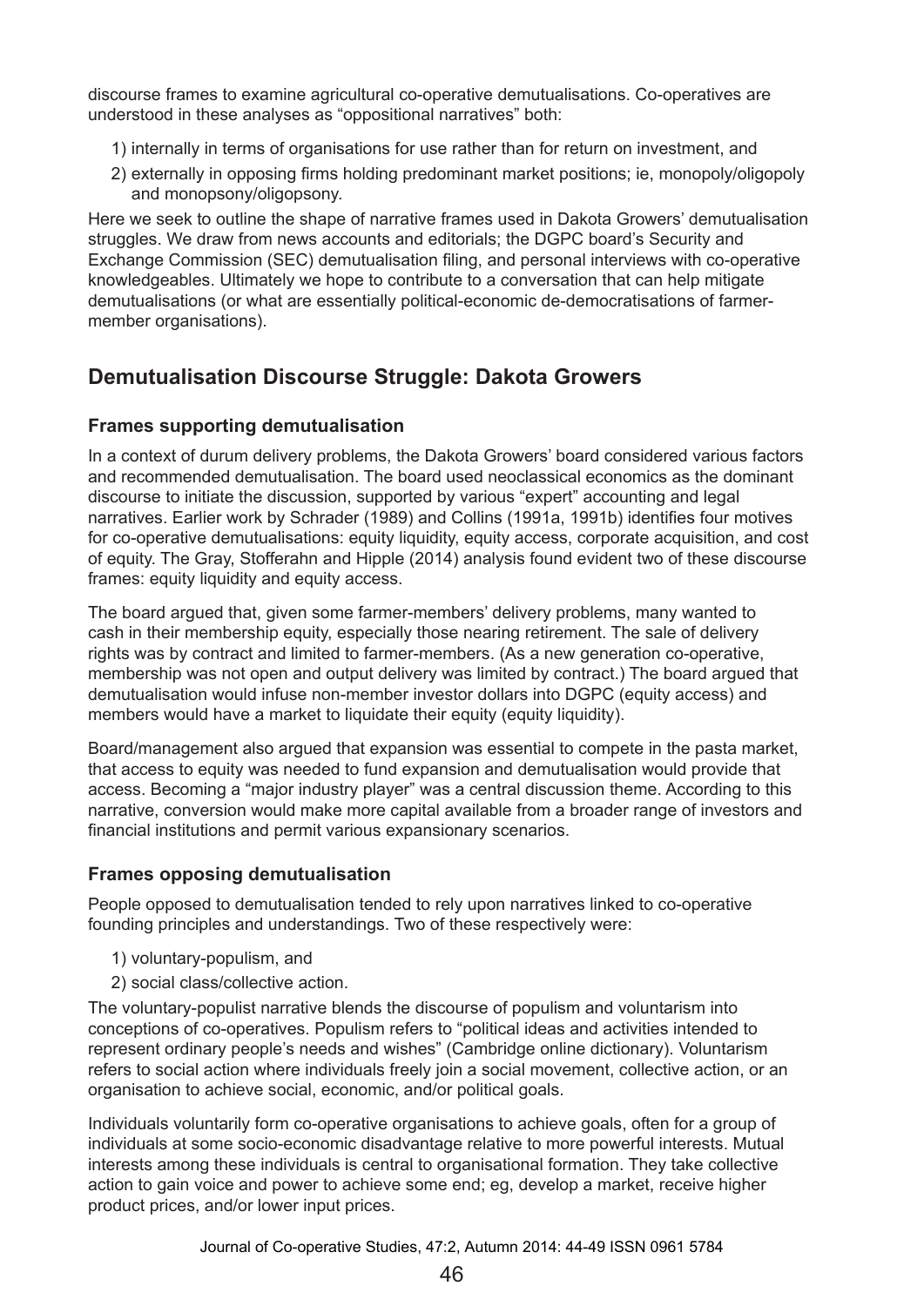discourse frames to examine agricultural co-operative demutualisations. Co-operatives are understood in these analyses as "oppositional narratives" both:

1) internally in terms of organisations for use rather than for return on investment, and
2) externally in opposing firms holding predominant market positions; ie, monopoly/oligopoly and monopsony/oligopsony.

Here we seek to outline the shape of narrative frames used in Dakota Growers' demutualisation struggles. We draw from news accounts and editorials; the DGPC board's Security and Exchange Commission (SEC) demutualisation filing, and personal interviews with co-operative knowledgeables. Ultimately we hope to contribute to a conversation that can help mitigate demutualisations (or what are essentially political-economic de-democratisations of farmer-member organisations).

## Demutualisation Discourse Struggle: Dakota Growers

### Frames supporting demutualisation

In a context of durum delivery problems, the Dakota Growers' board considered various factors and recommended demutualisation. The board used neoclassical economics as the dominant discourse to initiate the discussion, supported by various "expert" accounting and legal narratives. Earlier work by Schrader (1989) and Collins (1991a, 1991b) identifies four motives for co-operative demutualisations: equity liquidity, equity access, corporate acquisition, and cost of equity. The Gray, Stofferahn and Hipple (2014) analysis found evident two of these discourse frames: equity liquidity and equity access.

The board argued that, given some farmer-members' delivery problems, many wanted to cash in their membership equity, especially those nearing retirement. The sale of delivery rights was by contract and limited to farmer-members. (As a new generation co-operative, membership was not open and output delivery was limited by contract.) The board argued that demutualisation would infuse non-member investor dollars into DGPC (equity access) and members would have a market to liquidate their equity (equity liquidity).

Board/management also argued that expansion was essential to compete in the pasta market, that access to equity was needed to fund expansion and demutualisation would provide that access. Becoming a "major industry player" was a central discussion theme. According to this narrative, conversion would make more capital available from a broader range of investors and financial institutions and permit various expansionary scenarios.

### Frames opposing demutualisation

People opposed to demutualisation tended to rely upon narratives linked to co-operative founding principles and understandings. Two of these respectively were:

1) voluntary-populism, and
2) social class/collective action.

The voluntary-populist narrative blends the discourse of populism and voluntarism into conceptions of co-operatives. Populism refers to "political ideas and activities intended to represent ordinary people's needs and wishes" (Cambridge online dictionary). Voluntarism refers to social action where individuals freely join a social movement, collective action, or an organisation to achieve social, economic, and/or political goals.

Individuals voluntarily form co-operative organisations to achieve goals, often for a group of individuals at some socio-economic disadvantage relative to more powerful interests. Mutual interests among these individuals is central to organisational formation. They take collective action to gain voice and power to achieve some end; eg, develop a market, receive higher product prices, and/or lower input prices.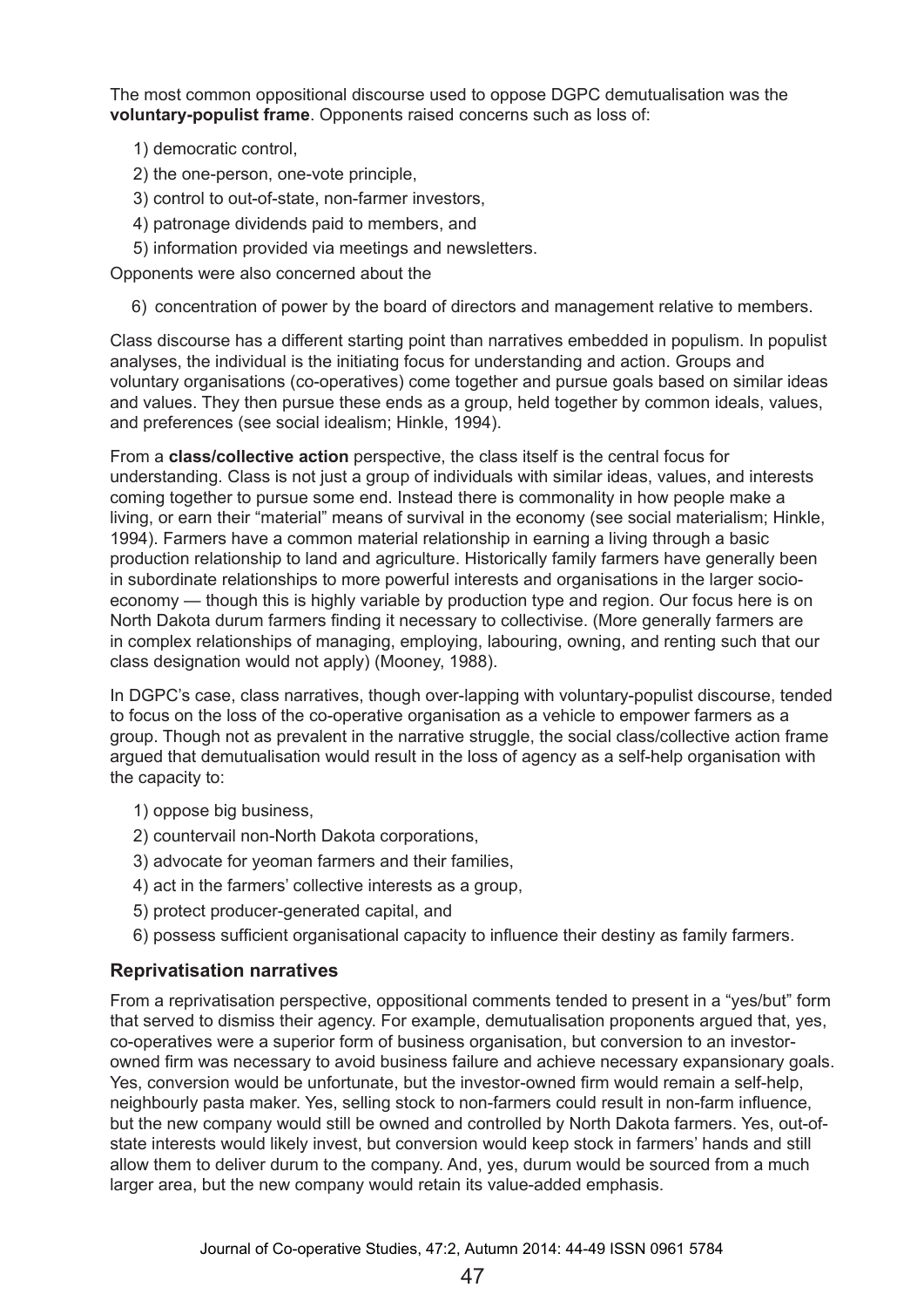The most common oppositional discourse used to oppose DGPC demutualisation was the **voluntary-populist frame**. Opponents raised concerns such as loss of:

1) democratic control,
2) the one-person, one-vote principle,
3) control to out-of-state, non-farmer investors,
4) patronage dividends paid to members, and
5) information provided via meetings and newsletters.

Opponents were also concerned about the

6) concentration of power by the board of directors and management relative to members.

Class discourse has a different starting point than narratives embedded in populism. In populist analyses, the individual is the initiating focus for understanding and action. Groups and voluntary organisations (co-operatives) come together and pursue goals based on similar ideas and values. They then pursue these ends as a group, held together by common ideals, values, and preferences (see social idealism; Hinkle, 1994).

From a **class/collective action** perspective, the class itself is the central focus for understanding. Class is not just a group of individuals with similar ideas, values, and interests coming together to pursue some end. Instead there is commonality in how people make a living, or earn their "material" means of survival in the economy (see social materialism; Hinkle, 1994). Farmers have a common material relationship in earning a living through a basic production relationship to land and agriculture. Historically family farmers have generally been in subordinate relationships to more powerful interests and organisations in the larger socio-economy — though this is highly variable by production type and region. Our focus here is on North Dakota durum farmers finding it necessary to collectivise. (More generally farmers are in complex relationships of managing, employing, labouring, owning, and renting such that our class designation would not apply) (Mooney, 1988).

In DGPC's case, class narratives, though over-lapping with voluntary-populist discourse, tended to focus on the loss of the co-operative organisation as a vehicle to empower farmers as a group. Though not as prevalent in the narrative struggle, the social class/collective action frame argued that demutualisation would result in the loss of agency as a self-help organisation with the capacity to:

1) oppose big business,
2) countervail non-North Dakota corporations,
3) advocate for yeoman farmers and their families,
4) act in the farmers' collective interests as a group,
5) protect producer-generated capital, and
6) possess sufficient organisational capacity to influence their destiny as family farmers.

### Reprivatisation narratives

From a reprivatisation perspective, oppositional comments tended to present in a "yes/but" form that served to dismiss their agency. For example, demutualisation proponents argued that, yes, co-operatives were a superior form of business organisation, but conversion to an investor-owned firm was necessary to avoid business failure and achieve necessary expansionary goals. Yes, conversion would be unfortunate, but the investor-owned firm would remain a self-help, neighbourly pasta maker. Yes, selling stock to non-farmers could result in non-farm influence, but the new company would still be owned and controlled by North Dakota farmers. Yes, out-of-state interests would likely invest, but conversion would keep stock in farmers' hands and still allow them to deliver durum to the company. And, yes, durum would be sourced from a much larger area, but the new company would retain its value-added emphasis.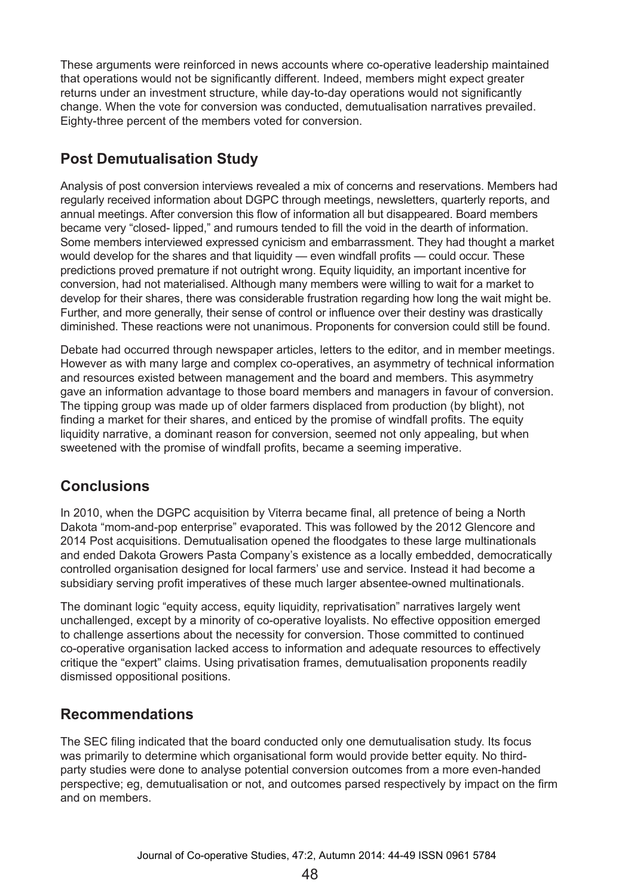These arguments were reinforced in news accounts where co-operative leadership maintained that operations would not be significantly different. Indeed, members might expect greater returns under an investment structure, while day-to-day operations would not significantly change. When the vote for conversion was conducted, demutualisation narratives prevailed. Eighty-three percent of the members voted for conversion.

## Post Demutualisation Study

Analysis of post conversion interviews revealed a mix of concerns and reservations. Members had regularly received information about DGPC through meetings, newsletters, quarterly reports, and annual meetings. After conversion this flow of information all but disappeared. Board members became very "closed- lipped," and rumours tended to fill the void in the dearth of information. Some members interviewed expressed cynicism and embarrassment. They had thought a market would develop for the shares and that liquidity — even windfall profits — could occur. These predictions proved premature if not outright wrong. Equity liquidity, an important incentive for conversion, had not materialised. Although many members were willing to wait for a market to develop for their shares, there was considerable frustration regarding how long the wait might be. Further, and more generally, their sense of control or influence over their destiny was drastically diminished. These reactions were not unanimous. Proponents for conversion could still be found.

Debate had occurred through newspaper articles, letters to the editor, and in member meetings. However as with many large and complex co-operatives, an asymmetry of technical information and resources existed between management and the board and members. This asymmetry gave an information advantage to those board members and managers in favour of conversion. The tipping group was made up of older farmers displaced from production (by blight), not finding a market for their shares, and enticed by the promise of windfall profits. The equity liquidity narrative, a dominant reason for conversion, seemed not only appealing, but when sweetened with the promise of windfall profits, became a seeming imperative.

## Conclusions

In 2010, when the DGPC acquisition by Viterra became final, all pretence of being a North Dakota "mom-and-pop enterprise" evaporated. This was followed by the 2012 Glencore and 2014 Post acquisitions. Demutualisation opened the floodgates to these large multinationals and ended Dakota Growers Pasta Company's existence as a locally embedded, democratically controlled organisation designed for local farmers' use and service. Instead it had become a subsidiary serving profit imperatives of these much larger absentee-owned multinationals.

The dominant logic "equity access, equity liquidity, reprivatisation" narratives largely went unchallenged, except by a minority of co-operative loyalists. No effective opposition emerged to challenge assertions about the necessity for conversion. Those committed to continued co-operative organisation lacked access to information and adequate resources to effectively critique the "expert" claims. Using privatisation frames, demutualisation proponents readily dismissed oppositional positions.

## Recommendations

The SEC filing indicated that the board conducted only one demutualisation study. Its focus was primarily to determine which organisational form would provide better equity. No third-party studies were done to analyse potential conversion outcomes from a more even-handed perspective; eg, demutualisation or not, and outcomes parsed respectively by impact on the firm and on members.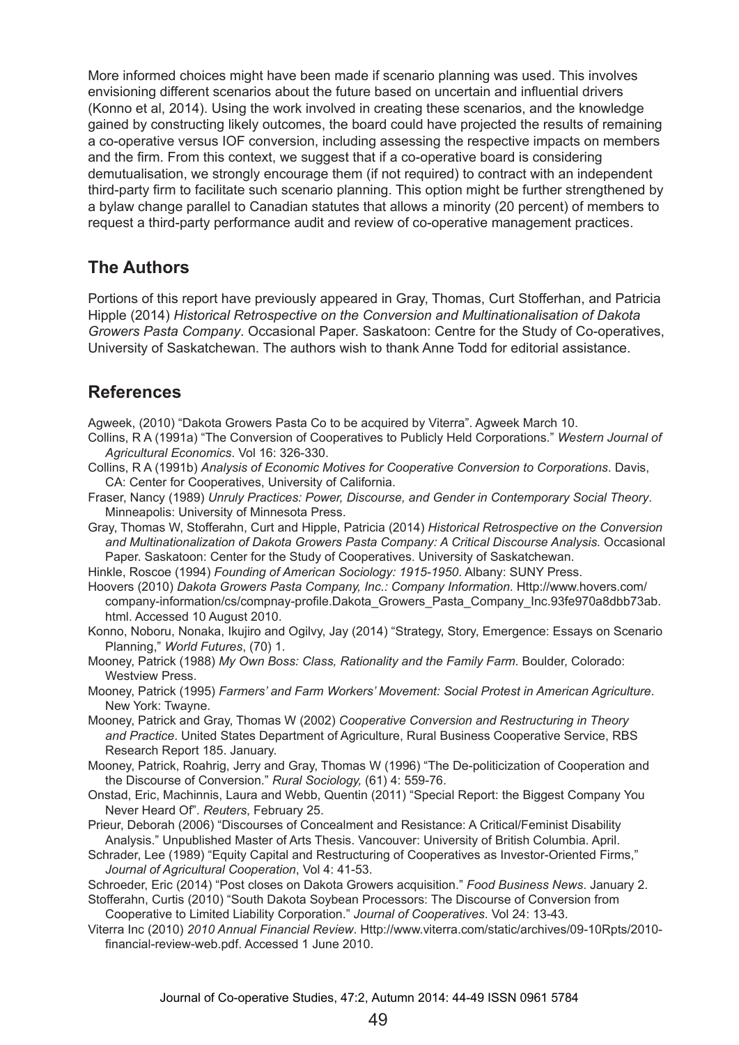More informed choices might have been made if scenario planning was used. This involves envisioning different scenarios about the future based on uncertain and influential drivers (Konno et al, 2014). Using the work involved in creating these scenarios, and the knowledge gained by constructing likely outcomes, the board could have projected the results of remaining a co-operative versus IOF conversion, including assessing the respective impacts on members and the firm. From this context, we suggest that if a co-operative board is considering demutualisation, we strongly encourage them (if not required) to contract with an independent third-party firm to facilitate such scenario planning. This option might be further strengthened by a bylaw change parallel to Canadian statutes that allows a minority (20 percent) of members to request a third-party performance audit and review of co-operative management practices.

## The Authors

Portions of this report have previously appeared in Gray, Thomas, Curt Stofferhan, and Patricia Hipple (2014) *Historical Retrospective on the Conversion and Multinationalisation of Dakota Growers Pasta Company*. Occasional Paper. Saskatoon: Centre for the Study of Co-operatives, University of Saskatchewan. The authors wish to thank Anne Todd for editorial assistance.

## References

Agweek, (2010) "Dakota Growers Pasta Co to be acquired by Viterra". Agweek March 10.

Collins, R A (1991a) "The Conversion of Cooperatives to Publicly Held Corporations." *Western Journal of Agricultural Economics*. Vol 16: 326-330.

Collins, R A (1991b) *Analysis of Economic Motives for Cooperative Conversion to Corporations*. Davis, CA: Center for Cooperatives, University of California.

Fraser, Nancy (1989) *Unruly Practices: Power, Discourse, and Gender in Contemporary Social Theory*. Minneapolis: University of Minnesota Press.

Gray, Thomas W, Stofferahn, Curt and Hipple, Patricia (2014) *Historical Retrospective on the Conversion and Multinationalization of Dakota Growers Pasta Company: A Critical Discourse Analysis.* Occasional Paper. Saskatoon: Center for the Study of Cooperatives. University of Saskatchewan.

Hinkle, Roscoe (1994) *Founding of American Sociology: 1915-1950*. Albany: SUNY Press.

Hoovers (2010) *Dakota Growers Pasta Company, Inc.: Company Information*. Http://www.hovers.com/company-information/cs/compnay-profile.Dakota_Growers_Pasta_Company_Inc.93fe970a8dbb73ab.html. Accessed 10 August 2010.

Konno, Noboru, Nonaka, Ikujiro and Ogilvy, Jay (2014) "Strategy, Story, Emergence: Essays on Scenario Planning," *World Futures*, (70) 1.

Mooney, Patrick (1988) *My Own Boss: Class, Rationality and the Family Farm.* Boulder, Colorado: Westview Press.

Mooney, Patrick (1995) *Farmers' and Farm Workers' Movement: Social Protest in American Agriculture*. New York: Twayne.

Mooney, Patrick and Gray, Thomas W (2002) *Cooperative Conversion and Restructuring in Theory and Practice*. United States Department of Agriculture, Rural Business Cooperative Service, RBS Research Report 185. January.

Mooney, Patrick, Roahrig, Jerry and Gray, Thomas W (1996) "The De-politicization of Cooperation and the Discourse of Conversion." *Rural Sociology,* (61) 4: 559-76.

Onstad, Eric, Machinnis, Laura and Webb, Quentin (2011) "Special Report: the Biggest Company You Never Heard Of". *Reuters*, February 25.

Prieur, Deborah (2006) "Discourses of Concealment and Resistance: A Critical/Feminist Disability Analysis." Unpublished Master of Arts Thesis. Vancouver: University of British Columbia. April.

Schrader, Lee (1989) "Equity Capital and Restructuring of Cooperatives as Investor-Oriented Firms," *Journal of Agricultural Cooperation*, Vol 4: 41-53.

Schroeder, Eric (2014) "Post closes on Dakota Growers acquisition." *Food Business News*. January 2.

Stofferahn, Curtis (2010) "South Dakota Soybean Processors: The Discourse of Conversion from Cooperative to Limited Liability Corporation." *Journal of Cooperatives*. Vol 24: 13-43.

Viterra Inc (2010) *2010 Annual Financial Review*. Http://www.viterra.com/static/archives/09-10Rpts/2010-financial-review-web.pdf. Accessed 1 June 2010.